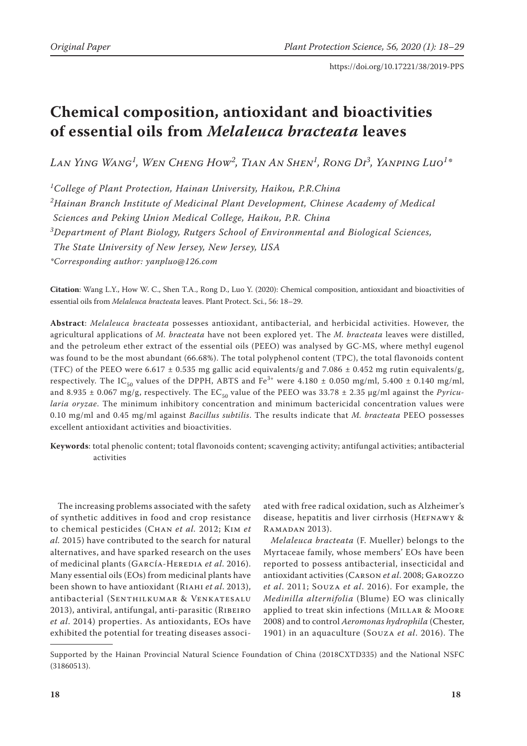# Chemical composition, antioxidant and bioactivities of essential oils from *Melaleuca bracteata* leaves

*Lan Ying Wang[1], Wen Cheng How[2], Tian An Shen[1], Rong Di[3], Yanping Luo[1]\**

[1]*College of Plant Protection, Hainan University, Haikou, P.R.China*

[2]*Hainan Branch Institute of Medicinal Plant Development, Chinese Academy of Medical Sciences and Peking Union Medical College, Haikou, P.R. China*

[3]*Department of Plant Biology, Rutgers School of Environmental and Biological Sciences, The State University of New Jersey, New Jersey, USA*

*\*Corresponding author: yanpluo@126.com*

**Citation**: Wang L.Y., How W. C., Shen T.A., Rong D., Luo Y. (2020): Chemical composition, antioxidant and bioactivities of essential oils from *Melaleuca bracteata* leaves. Plant Protect. Sci., 56: 18–29.

**Abstract**: *Melaleuca bracteata* possesses antioxidant, antibacterial, and herbicidal activities. However, the agricultural applications of *M. bracteata* have not been explored yet. The *M. bracteata* leaves were distilled, and the petroleum ether extract of the essential oils (PEEO) was analysed by GC-MS, where methyl eugenol was found to be the most abundant (66.68%). The total polyphenol content (TPC), the total flavonoids content (TFC) of the PEEO were 6.617 ± 0.535 mg gallic acid equivalents/g and 7.086 ± 0.452 mg rutin equivalents/g, respectively. The $IC_{50}$ values of the DPPH, ABTS and $Fe^{3+}$ were 4.180 ± 0.050 mg/ml, 5.400 ± 0.140 mg/ml, and 8.935 ± 0.067 mg/g, respectively. The $EC_{50}$ value of the PEEO was 33.78 ± 2.35 μg/ml against the *Pyricularia oryzae*. The minimum inhibitory concentration and minimum bactericidal concentration values were 0.10 mg/ml and 0.45 mg/ml against *Bacillus subtilis*. The results indicate that *M. bracteata* PEEO possesses excellent antioxidant activities and bioactivities.

**Keywords**: total phenolic content; total flavonoids content; scavenging activity; antifungal activities; antibacterial activities

The increasing problems associated with the safety of synthetic additives in food and crop resistance to chemical pesticides (Chan *et al.* 2012; Kim *et al.* 2015) have contributed to the search for natural alternatives, and have sparked research on the uses of medicinal plants (García-Heredia *et al*. 2016). Many essential oils (EOs) from medicinal plants have been shown to have antioxidant (Riahi *et al*. 2013), antibacterial (Senthilkumar & Venkatesalu 2013), antiviral, antifungal, anti-parasitic (Ribeiro *et al*. 2014) properties. As antioxidants, EOs have exhibited the potential for treating diseases associated with free radical oxidation, such as Alzheimer's disease, hepatitis and liver cirrhosis (Hefnawy & Ramadan 2013).

*Melaleuca bracteata* (F. Mueller) belongs to the Myrtaceae family, whose members' EOs have been reported to possess antibacterial, insecticidal and antioxidant activities (Carson *et al.* 2008; Garozzo *et al*. 2011; Souza *et al*. 2016). For example, the *Medinilla alternifolia* (Blume) EO was clinically applied to treat skin infections (Millar & Moore 2008) and to control *Aeromonas hydrophila* (Chester, 1901) in an aquaculture (Souza *et al*. 2016). The

Supported by the Hainan Provincial Natural Science Foundation of China (2018CXTD335) and the National NSFC (31860513).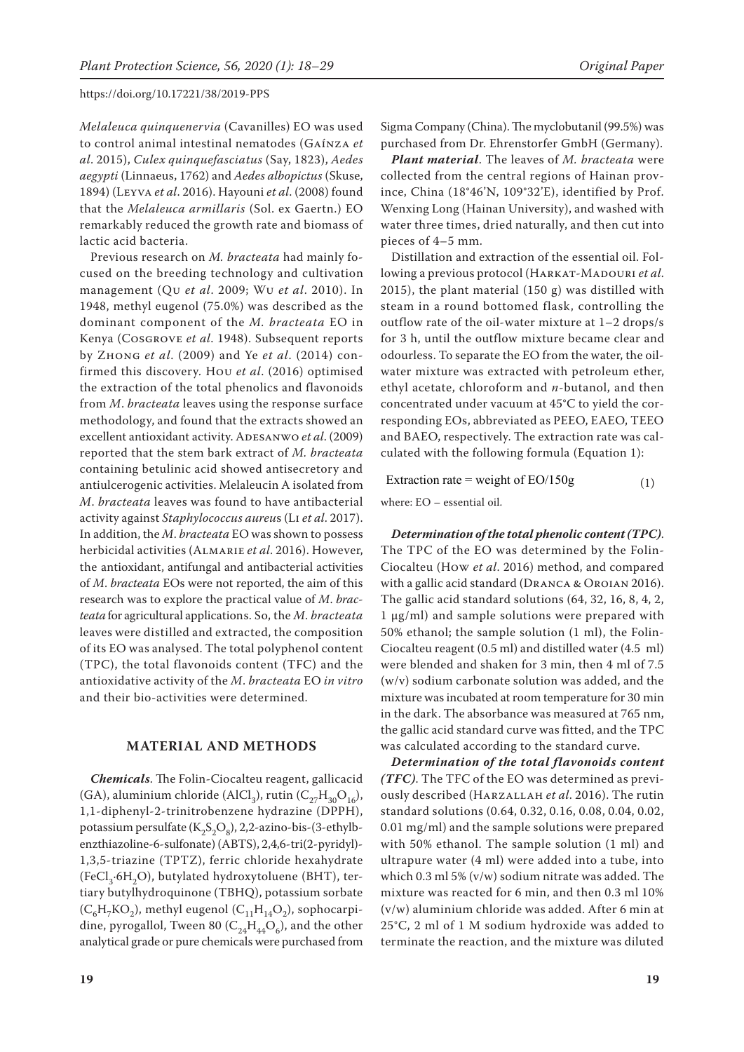*Melaleuca quinquenervia* (Cavanilles) EO was used to control animal intestinal nematodes (Gaínza *et al*. 2015), *Culex quinquefasciatus* (Say, 1823), *Aedes aegypti* (Linnaeus, 1762) and *Aedes albopictus* (Skuse, 1894) (Leyva *et al*. 2016). Hayouni *et al*. (2008) found that the *Melaleuca armillaris* (Sol. ex Gaertn.) EO remarkably reduced the growth rate and biomass of lactic acid bacteria.

Previous research on *M. bracteata* had mainly focused on the breeding technology and cultivation management (Qu *et al*. 2009; Wu *et al*. 2010). In 1948, methyl eugenol (75.0%) was described as the dominant component of the *M. bracteata* EO in Kenya (Cosgrove *et al*. 1948). Subsequent reports by Zhong *et al*. (2009) and Ye *et al*. (2014) confirmed this discovery. Hou *et al*. (2016) optimised the extraction of the total phenolics and flavonoids from *M. bracteata* leaves using the response surface methodology, and found that the extracts showed an excellent antioxidant activity. Adesanwo *et al*. (2009) reported that the stem bark extract of *M. bracteata* containing betulinic acid showed antisecretory and antiulcerogenic activities. Melaleucin A isolated from *M. bracteata* leaves was found to have antibacterial activity against *Staphylococcus aureus* (Li *et al*. 2017). In addition, the *M. bracteata* EO was shown to possess herbicidal activities (Almarie *et al*. 2016). However, the antioxidant, antifungal and antibacterial activities of *M. bracteata* EOs were not reported, the aim of this research was to explore the practical value of *M. bracteata* for agricultural applications. So, the *M. bracteata* leaves were distilled and extracted, the composition of its EO was analysed. The total polyphenol content (TPC), the total flavonoids content (TFC) and the antioxidative activity of the *M. bracteata* EO *in vitro* and their bio-activities were determined.

## MATERIAL AND METHODS

***Chemicals***. The Folin-Ciocalteu reagent, gallicacid (GA), aluminium chloride ($AlCl_3$), rutin ($C_{27}H_{30}O_{16}$), 1,1-diphenyl-2-trinitrobenzene hydrazine (DPPH), potassium persulfate ($K_2S_2O_8$), 2,2-azino-bis-(3-ethylbenzthiazoline-6-sulfonate) (ABTS), 2,4,6-tri(2-pyridyl)-1,3,5-triazine (TPTZ), ferric chloride hexahydrate ($FeCl_3{\cdot}6H_2O$), butylated hydroxytoluene (BHT), tertiary butylhydroquinone (TBHQ), potassium sorbate ($C_6H_7KO_2$), methyl eugenol ($C_{11}H_{14}O_2$), sophocarpidine, pyrogallol, Tween 80 ($C_{24}H_{44}O_6$), and the other analytical grade or pure chemicals were purchased from Sigma Company (China). The myclobutanil (99.5%) was purchased from Dr. Ehrenstorfer GmbH (Germany).

***Plant material***. The leaves of *M. bracteata* were collected from the central regions of Hainan province, China (18°46'N, 109°32'E), identified by Prof. Wenxing Long (Hainan University), and washed with water three times, dried naturally, and then cut into pieces of 4–5 mm.

Distillation and extraction of the essential oil. Following a previous protocol (Harkat-Madouri *et al*. 2015), the plant material (150 g) was distilled with steam in a round bottomed flask, controlling the outflow rate of the oil-water mixture at 1–2 drops/s for 3 h, until the outflow mixture became clear and odourless. To separate the EO from the water, the oil-water mixture was extracted with petroleum ether, ethyl acetate, chloroform and *n*-butanol, and then concentrated under vacuum at 45°C to yield the corresponding EOs, abbreviated as PEEO, EAEO, TEEO and BAEO, respectively. The extraction rate was calculated with the following formula (Equation 1):

$$\text{Extraction rate} = \text{weight of EO}/150\text{g} \qquad (1)$$

where: EO – essential oil.

***Determination of the total phenolic content (TPC)***. The TPC of the EO was determined by the Folin-Ciocalteu (How *et al*. 2016) method, and compared with a gallic acid standard (Dranca & Oroian 2016). The gallic acid standard solutions (64, 32, 16, 8, 4, 2, 1 µg/ml) and sample solutions were prepared with 50% ethanol; the sample solution (1 ml), the Folin-Ciocalteu reagent (0.5 ml) and distilled water (4.5 ml) were blended and shaken for 3 min, then 4 ml of 7.5 (w/v) sodium carbonate solution was added, and the mixture was incubated at room temperature for 30 min in the dark. The absorbance was measured at 765 nm, the gallic acid standard curve was fitted, and the TPC was calculated according to the standard curve.

***Determination of the total flavonoids content (TFC)***. The TFC of the EO was determined as previously described (Harzallah *et al*. 2016). The rutin standard solutions (0.64, 0.32, 0.16, 0.08, 0.04, 0.02, 0.01 mg/ml) and the sample solutions were prepared with 50% ethanol. The sample solution (1 ml) and ultrapure water (4 ml) were added into a tube, into which 0.3 ml 5% (v/w) sodium nitrate was added. The mixture was reacted for 6 min, and then 0.3 ml 10% (v/w) aluminium chloride was added. After 6 min at 25°C, 2 ml of 1 M sodium hydroxide was added to terminate the reaction, and the mixture was diluted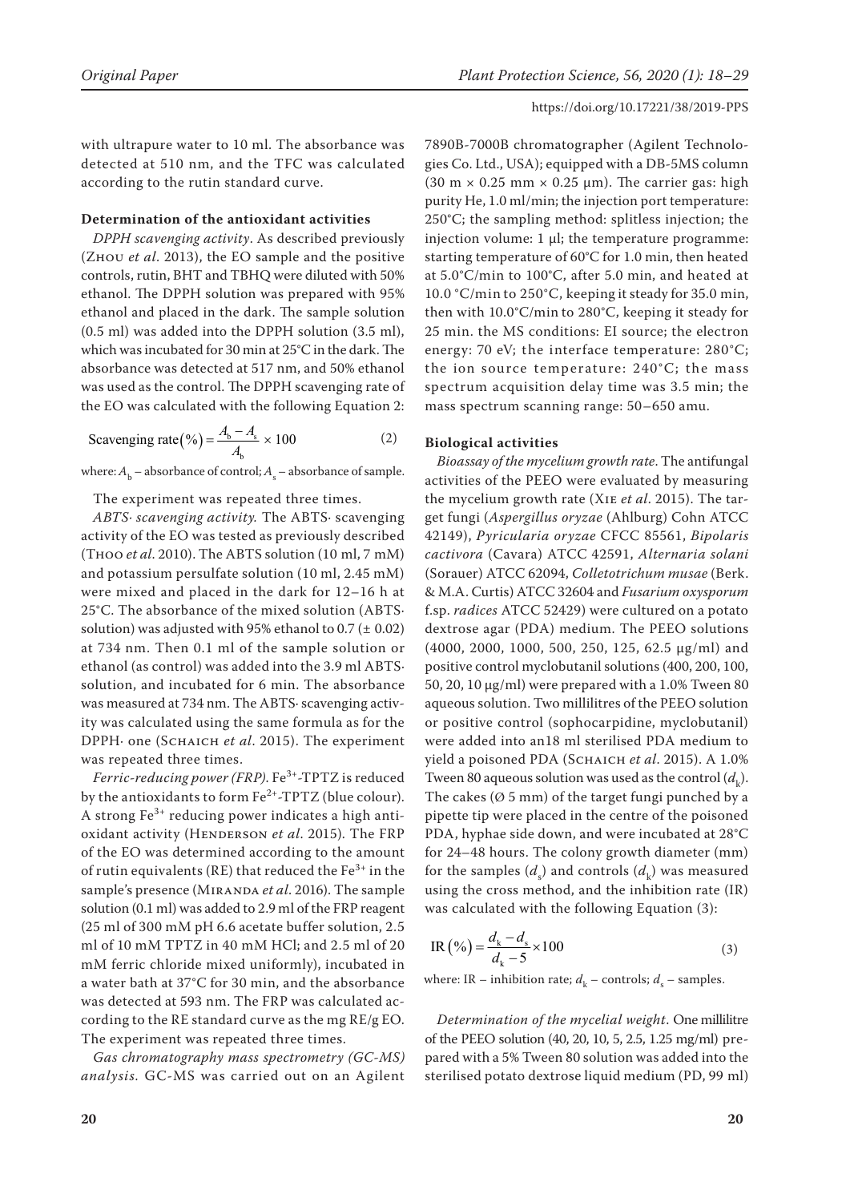with ultrapure water to 10 ml. The absorbance was detected at 510 nm, and the TFC was calculated according to the rutin standard curve.

**Determination of the antioxidant activities**

*DPPH scavenging activity*. As described previously (Zhou *et al*. 2013), the EO sample and the positive controls, rutin, BHT and TBHQ were diluted with 50% ethanol. The DPPH solution was prepared with 95% ethanol and placed in the dark. The sample solution (0.5 ml) was added into the DPPH solution (3.5 ml), which was incubated for 30 min at 25°C in the dark. The absorbance was detected at 517 nm, and 50% ethanol was used as the control. The DPPH scavenging rate of the EO was calculated with the following Equation 2:

$$\text{Scavenging rate}(\%) = \frac{A_b - A_s}{A_b} \times 100 \tag{2}$$

where: $A_b$ – absorbance of control; $A_s$ – absorbance of sample.

The experiment was repeated three times.

*ABTS· scavenging activity.* The ABTS· scavenging activity of the EO was tested as previously described (Thoo *et al*. 2010). The ABTS solution (10 ml, 7 mM) and potassium persulfate solution (10 ml, 2.45 mM) were mixed and placed in the dark for 12–16 h at 25°C. The absorbance of the mixed solution (ABTS· solution) was adjusted with 95% ethanol to 0.7 (± 0.02) at 734 nm. Then 0.1 ml of the sample solution or ethanol (as control) was added into the 3.9 ml ABTS· solution, and incubated for 6 min. The absorbance was measured at 734 nm. The ABTS· scavenging activity was calculated using the same formula as for the DPPH· one (Schaich *et al*. 2015). The experiment was repeated three times.

*Ferric-reducing power (FRP)*. $Fe^{3+}$-TPTZ is reduced by the antioxidants to form $Fe^{2+}$-TPTZ (blue colour). A strong $Fe^{3+}$ reducing power indicates a high antioxidant activity (Henderson *et al*. 2015). The FRP of the EO was determined according to the amount of rutin equivalents (RE) that reduced the $Fe^{3+}$ in the sample's presence (Miranda *et al*. 2016). The sample solution (0.1 ml) was added to 2.9 ml of the FRP reagent (25 ml of 300 mM pH 6.6 acetate buffer solution, 2.5 ml of 10 mM TPTZ in 40 mM HCl; and 2.5 ml of 20 mM ferric chloride mixed uniformly), incubated in a water bath at 37°C for 30 min, and the absorbance was detected at 593 nm. The FRP was calculated according to the RE standard curve as the mg RE/g EO. The experiment was repeated three times.

*Gas chromatography mass spectrometry (GC-MS) analysis*. GC-MS was carried out on an Agilent 7890B-7000B chromatographer (Agilent Technologies Co. Ltd., USA); equipped with a DB-5MS column (30 m × 0.25 mm × 0.25 μm). The carrier gas: high purity He, 1.0 ml/min; the injection port temperature: 250°C; the sampling method: splitless injection; the injection volume: 1 μl; the temperature programme: starting temperature of 60°C for 1.0 min, then heated at 5.0°C/min to 100°C, after 5.0 min, and heated at 10.0 °C/min to 250°C, keeping it steady for 35.0 min, then with 10.0°C/min to 280°C, keeping it steady for 25 min. the MS conditions: EI source; the electron energy: 70 eV; the interface temperature: 280°C; the ion source temperature: 240°C; the mass spectrum acquisition delay time was 3.5 min; the mass spectrum scanning range: 50–650 amu.

**Biological activities**

*Bioassay of the mycelium growth rate*. The antifungal activities of the PEEO were evaluated by measuring the mycelium growth rate (Xie *et al*. 2015). The target fungi (*Aspergillus oryzae* (Ahlburg) Cohn ATCC 42149), *Pyricularia oryzae* CFCC 85561, *Bipolaris cactivora* (Cavara) ATCC 42591, *Alternaria solani* (Sorauer) ATCC 62094, *Colletotrichum musae* (Berk. & M.A. Curtis) ATCC 32604 and *Fusarium oxysporum* f.sp. *radices* ATCC 52429) were cultured on a potato dextrose agar (PDA) medium. The PEEO solutions (4000, 2000, 1000, 500, 250, 125, 62.5 μg/ml) and positive control myclobutanil solutions (400, 200, 100, 50, 20, 10 μg/ml) were prepared with a 1.0% Tween 80 aqueous solution. Two millilitres of the PEEO solution or positive control (sophocarpidine, myclobutanil) were added into an18 ml sterilised PDA medium to yield a poisoned PDA (Schaich *et al*. 2015). A 1.0% Tween 80 aqueous solution was used as the control ($d_k$). The cakes (Ø 5 mm) of the target fungi punched by a pipette tip were placed in the centre of the poisoned PDA, hyphae side down, and were incubated at 28°C for 24–48 hours. The colony growth diameter (mm) for the samples ($d_s$) and controls ($d_k$) was measured using the cross method, and the inhibition rate (IR) was calculated with the following Equation (3):

$$\text{IR}(\%) = \frac{d_k - d_s}{d_k - 5} \times 100 \tag{3}$$

where: IR – inhibition rate; $d_k$ – controls; $d_s$ – samples.

*Determination of the mycelial weight*. One millilitre of the PEEO solution (40, 20, 10, 5, 2.5, 1.25 mg/ml) prepared with a 5% Tween 80 solution was added into the sterilised potato dextrose liquid medium (PD, 99 ml)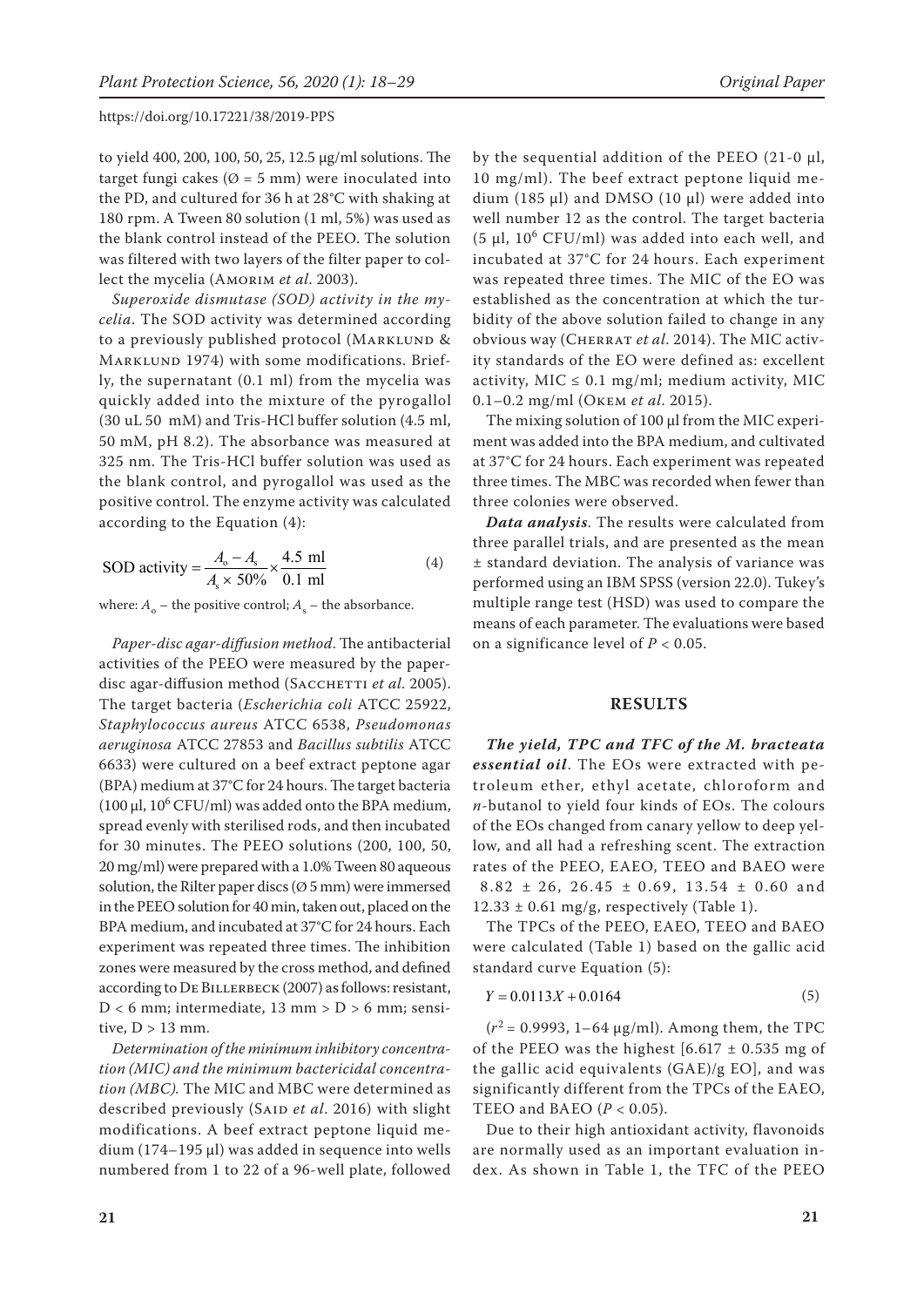to yield 400, 200, 100, 50, 25, 12.5 μg/ml solutions. The target fungi cakes (Ø = 5 mm) were inoculated into the PD, and cultured for 36 h at 28°C with shaking at 180 rpm. A Tween 80 solution (1 ml, 5%) was used as the blank control instead of the PEEO. The solution was filtered with two layers of the filter paper to collect the mycelia (Amorim *et al*. 2003).

*Superoxide dismutase (SOD) activity in the mycelia*. The SOD activity was determined according to a previously published protocol (Marklund & Marklund 1974) with some modifications. Briefly, the supernatant (0.1 ml) from the mycelia was quickly added into the mixture of the pyrogallol (30 uL 50 mM) and Tris-HCl buffer solution (4.5 ml, 50 mM, pH 8.2). The absorbance was measured at 325 nm. The Tris-HCl buffer solution was used as the blank control, and pyrogallol was used as the positive control. The enzyme activity was calculated according to the Equation (4):

$$\text{SOD activity} = \frac{A_o - A_s}{A_s \times 50\%} \times \frac{4.5 \text{ ml}}{0.1 \text{ ml}} \quad (4)$$

where: $A_o$ – the positive control; $A_s$ – the absorbance.

*Paper-disc agar-diffusion method*. The antibacterial activities of the PEEO were measured by the paper-disc agar-diffusion method (Sacchetti *et al*. 2005). The target bacteria (*Escherichia coli* ATCC 25922, *Staphylococcus aureus* ATCC 6538, *Pseudomonas aeruginosa* ATCC 27853 and *Bacillus subtilis* ATCC 6633) were cultured on a beef extract peptone agar (BPA) medium at 37°C for 24 hours. The target bacteria (100 μl, $10^6$ CFU/ml) was added onto the BPA medium, spread evenly with sterilised rods, and then incubated for 30 minutes. The PEEO solutions (200, 100, 50, 20 mg/ml) were prepared with a 1.0% Tween 80 aqueous solution, the Rilter paper discs (Ø 5 mm) were immersed in the PEEO solution for 40 min, taken out, placed on the BPA medium, and incubated at 37°C for 24 hours. Each experiment was repeated three times. The inhibition zones were measured by the cross method, and defined according to De Billerbeck (2007) as follows: resistant, D < 6 mm; intermediate, 13 mm > D > 6 mm; sensitive, D > 13 mm.

*Determination of the minimum inhibitory concentration (MIC) and the minimum bactericidal concentration (MBC).* The MIC and MBC were determined as described previously (Said *et al*. 2016) with slight modifications. A beef extract peptone liquid medium (174–195 μl) was added in sequence into wells numbered from 1 to 22 of a 96-well plate, followed by the sequential addition of the PEEO (21-0 μl, 10 mg/ml). The beef extract peptone liquid medium (185 μl) and DMSO (10 μl) were added into well number 12 as the control. The target bacteria (5 μl, $10^6$ CFU/ml) was added into each well, and incubated at 37°C for 24 hours. Each experiment was repeated three times. The MIC of the EO was established as the concentration at which the turbidity of the above solution failed to change in any obvious way (Cherrat *et al*. 2014). The MIC activity standards of the EO were defined as: excellent activity, MIC ≤ 0.1 mg/ml; medium activity, MIC 0.1–0.2 mg/ml (Okem *et al*. 2015).

The mixing solution of 100 μl from the MIC experiment was added into the BPA medium, and cultivated at 37°C for 24 hours. Each experiment was repeated three times. The MBC was recorded when fewer than three colonies were observed.

***Data analysis***. The results were calculated from three parallel trials, and are presented as the mean ± standard deviation. The analysis of variance was performed using an IBM SPSS (version 22.0). Tukey's multiple range test (HSD) was used to compare the means of each parameter. The evaluations were based on a significance level of $P < 0.05$.

## RESULTS

***The yield, TPC and TFC of the M. bracteata essential oil***. The EOs were extracted with petroleum ether, ethyl acetate, chloroform and *n*-butanol to yield four kinds of EOs. The colours of the EOs changed from canary yellow to deep yellow, and all had a refreshing scent. The extraction rates of the PEEO, EAEO, TEEO and BAEO were 8.82 ± 26, 26.45 ± 0.69, 13.54 ± 0.60 and 12.33 ± 0.61 mg/g, respectively (Table 1).

The TPCs of the PEEO, EAEO, TEEO and BAEO were calculated (Table 1) based on the gallic acid standard curve Equation (5):

$$Y = 0.0113X + 0.0164 \quad (5)$$

($r^2$ = 0.9993, 1–64 μg/ml). Among them, the TPC of the PEEO was the highest [6.617 ± 0.535 mg of the gallic acid equivalents (GAE)/g EO], and was significantly different from the TPCs of the EAEO, TEEO and BAEO ($P < 0.05$).

Due to their high antioxidant activity, flavonoids are normally used as an important evaluation index. As shown in Table 1, the TFC of the PEEO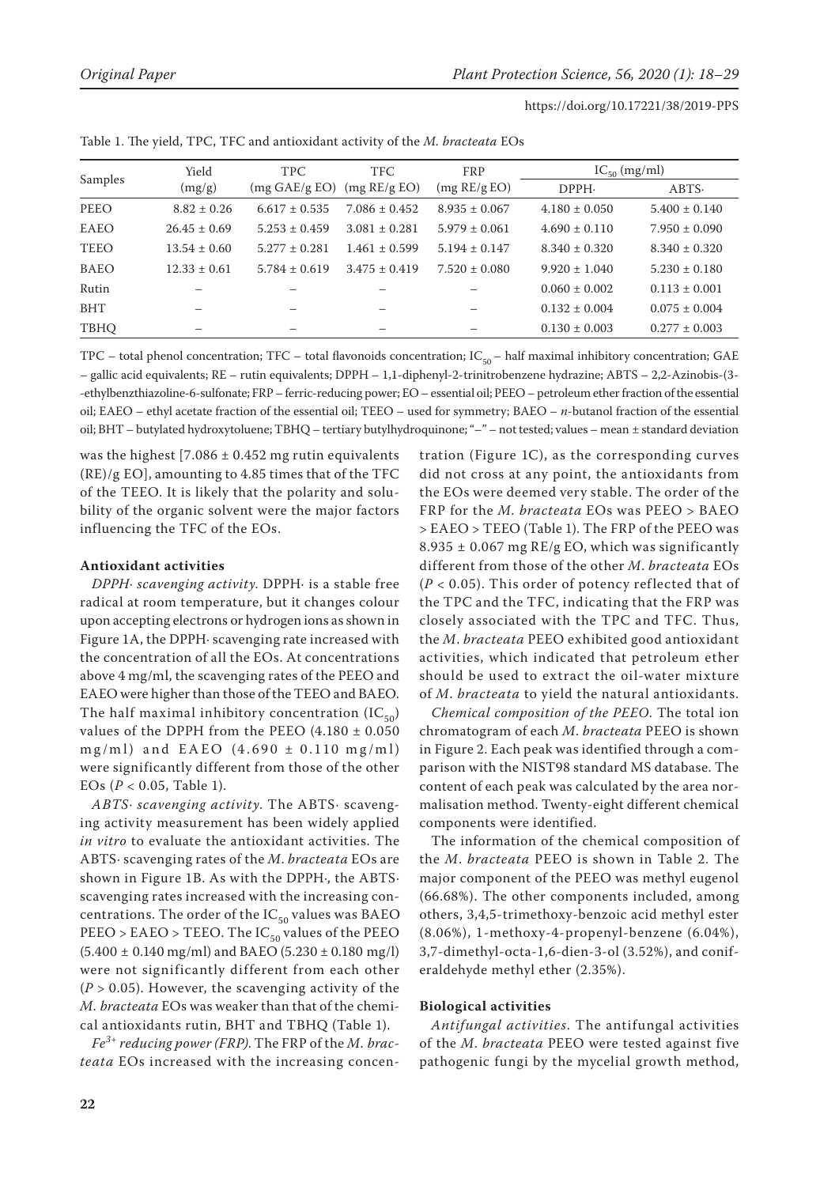Table 1. The yield, TPC, TFC and antioxidant activity of the *M. bracteata* EOs

| Samples | Yield (mg/g) | TPC (mg GAE/g EO) | TFC (mg RE/g EO) | FRP (mg RE/g EO) | $IC_{50}$ (mg/ml) | |
|---|---|---|---|---|---|---|
| | | | | | DPPH· | ABTS· |
| PEEO | 8.82 ± 0.26 | 6.617 ± 0.535 | 7.086 ± 0.452 | 8.935 ± 0.067 | 4.180 ± 0.050 | 5.400 ± 0.140 |
| EAEO | 26.45 ± 0.69 | 5.253 ± 0.459 | 3.081 ± 0.281 | 5.979 ± 0.061 | 4.690 ± 0.110 | 7.950 ± 0.090 |
| TEEO | 13.54 ± 0.60 | 5.277 ± 0.281 | 1.461 ± 0.599 | 5.194 ± 0.147 | 8.340 ± 0.320 | 8.340 ± 0.320 |
| BAEO | 12.33 ± 0.61 | 5.784 ± 0.619 | 3.475 ± 0.419 | 7.520 ± 0.080 | 9.920 ± 1.040 | 5.230 ± 0.180 |
| Rutin | – | – | – | – | 0.060 ± 0.002 | 0.113 ± 0.001 |
| BHT | – | – | – | – | 0.132 ± 0.004 | 0.075 ± 0.004 |
| TBHQ | – | – | – | – | 0.130 ± 0.003 | 0.277 ± 0.003 |

TPC – total phenol concentration; TFC – total flavonoids concentration; $IC_{50}$ – half maximal inhibitory concentration; GAE – gallic acid equivalents; RE – rutin equivalents; DPPH – 1,1-diphenyl-2-trinitrobenzene hydrazine; ABTS – 2,2-Azinobis-(3-ethylbenzthiazoline-6-sulfonate; FRP – ferric-reducing power; EO – essential oil; PEEO – petroleum ether fraction of the essential oil; EAEO – ethyl acetate fraction of the essential oil; TEEO – used for symmetry; BAEO – *n*-butanol fraction of the essential oil; BHT – butylated hydroxytoluene; TBHQ – tertiary butylhydroquinone; "–" – not tested; values – mean ± standard deviation

was the highest [7.086 ± 0.452 mg rutin equivalents (RE)/g EO], amounting to 4.85 times that of the TFC of the TEEO. It is likely that the polarity and solubility of the organic solvent were the major factors influencing the TFC of the EOs.

**Antioxidant activities**

*DPPH· scavenging activity*. DPPH· is a stable free radical at room temperature, but it changes colour upon accepting electrons or hydrogen ions as shown in Figure 1A, the DPPH· scavenging rate increased with the concentration of all the EOs. At concentrations above 4 mg/ml, the scavenging rates of the PEEO and EAEO were higher than those of the TEEO and BAEO. The half maximal inhibitory concentration ($IC_{50}$) values of the DPPH from the PEEO (4.180 ± 0.050 mg/ml) and EAEO (4.690 ± 0.110 mg/ml) were significantly different from those of the other EOs ($P < 0.05$, Table 1).

*ABTS· scavenging activity*. The ABTS· scavenging activity measurement has been widely applied *in vitro* to evaluate the antioxidant activities. The ABTS· scavenging rates of the *M. bracteata* EOs are shown in Figure 1B. As with the DPPH·, the ABTS· scavenging rates increased with the increasing concentrations. The order of the $IC_{50}$ values was BAEO PEEO > EAEO > TEEO. The $IC_{50}$ values of the PEEO (5.400 ± 0.140 mg/ml) and BAEO (5.230 ± 0.180 mg/l) were not significantly different from each other ($P > 0.05$). However, the scavenging activity of the *M. bracteata* EOs was weaker than that of the chemical antioxidants rutin, BHT and TBHQ (Table 1).

*$Fe^{3+}$ reducing power (FRP)*. The FRP of the *M. bracteata* EOs increased with the increasing concentration (Figure 1C), as the corresponding curves did not cross at any point, the antioxidants from the EOs were deemed very stable. The order of the FRP for the *M. bracteata* EOs was PEEO > BAEO > EAEO > TEEO (Table 1). The FRP of the PEEO was 8.935 ± 0.067 mg RE/g EO, which was significantly different from those of the other *M. bracteata* EOs ($P < 0.05$). This order of potency reflected that of the TPC and the TFC, indicating that the FRP was closely associated with the TPC and TFC. Thus, the *M. bracteata* PEEO exhibited good antioxidant activities, which indicated that petroleum ether should be used to extract the oil-water mixture of *M. bracteata* to yield the natural antioxidants.

*Chemical composition of the PEEO*. The total ion chromatogram of each *M. bracteata* PEEO is shown in Figure 2. Each peak was identified through a comparison with the NIST98 standard MS database. The content of each peak was calculated by the area normalisation method. Twenty-eight different chemical components were identified.

The information of the chemical composition of the *M. bracteata* PEEO is shown in Table 2. The major component of the PEEO was methyl eugenol (66.68%). The other components included, among others, 3,4,5-trimethoxy-benzoic acid methyl ester (8.06%), 1-methoxy-4-propenyl-benzene (6.04%), 3,7-dimethyl-octa-1,6-dien-3-ol (3.52%), and coniferaldehyde methyl ether (2.35%).

**Biological activities**

*Antifungal activities*. The antifungal activities of the *M. bracteata* PEEO were tested against five pathogenic fungi by the mycelial growth method,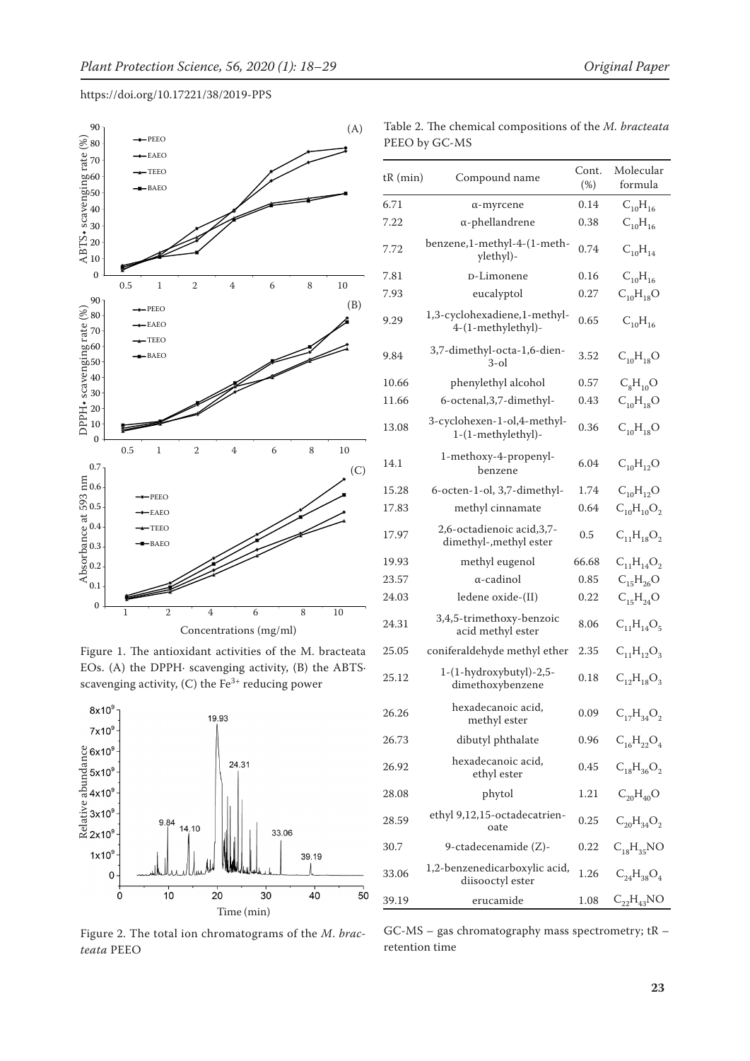https://doi.org/10.17221/38/2019-PPS

(A)

ABTS• scavenging rate (%)

90
80
70
60
50
40
30
20
10
0

0.5 1 2 4 6 8 10

PEEO
EAEO
TEEO
BAEO

(B)

DPPH• scavenging rate (%)

90
80
70
60
50
40
30
20
10
0

0.5 1 2 4 6 8 10

PEEO
EAEO
TEEO
BAEO

(C)

Absorbance at 593 nm

0.7
0.6
0.5
0.4
0.3
0.2
0.1
0

1 2 4 6 8 10

PEEO
EAEO
TEEO
BAEO

Concentrations (mg/ml)

Figure 1. The antioxidant activities of the M. bracteata EOs. (A) the DPPH· scavenging activity, (B) the ABTS· scavenging activity, (C) the $Fe^{3+}$ reducing power

Relative abundance

8x10⁹
7x10⁹
6x10⁹
5x10⁹
4x10⁹
3x10⁹
2x10⁹
1x10⁹
0

19.93
24.31
9.84
14.10
33.06
39.19

0 10 20 30 40 50

Time (min)

Figure 2. The total ion chromatograms of the *M. bracteata* PEEO

Table 2. The chemical compositions of the *M. bracteata* PEEO by GC-MS

| tR (min) | Compound name | Cont. (%) | Molecular formula |
|---|---|---|---|
| 6.71 | α-myrcene | 0.14 | $C_{10}H_{16}$ |
| 7.22 | α-phellandrene | 0.38 | $C_{10}H_{16}$ |
| 7.72 | benzene,1-methyl-4-(1-methylethyl)- | 0.74 | $C_{10}H_{14}$ |
| 7.81 | D-Limonene | 0.16 | $C_{10}H_{16}$ |
| 7.93 | eucalyptol | 0.27 | $C_{10}H_{18}O$ |
| 9.29 | 1,3-cyclohexadiene,1-methyl-4-(1-methylethyl)- | 0.65 | $C_{10}H_{16}$ |
| 9.84 | 3,7-dimethyl-octa-1,6-dien-3-ol | 3.52 | $C_{10}H_{18}O$ |
| 10.66 | phenylethyl alcohol | 0.57 | $C_8H_{10}O$ |
| 11.66 | 6-octenal,3,7-dimethyl- | 0.43 | $C_{10}H_{18}O$ |
| 13.08 | 3-cyclohexen-1-ol,4-methyl-1-(1-methylethyl)- | 0.36 | $C_{10}H_{18}O$ |
| 14.1 | 1-methoxy-4-propenyl-benzene | 6.04 | $C_{10}H_{12}O$ |
| 15.28 | 6-octen-1-ol, 3,7-dimethyl- | 1.74 | $C_{10}H_{12}O$ |
| 17.83 | methyl cinnamate | 0.64 | $C_{10}H_{10}O_2$ |
| 17.97 | 2,6-octadienoic acid,3,7-dimethyl-,methyl ester | 0.5 | $C_{11}H_{18}O_2$ |
| 19.93 | methyl eugenol | 66.68 | $C_{11}H_{14}O_2$ |
| 23.57 | α-cadinol | 0.85 | $C_{15}H_{26}O$ |
| 24.03 | ledene oxide-(II) | 0.22 | $C_{15}H_{24}O$ |
| 24.31 | 3,4,5-trimethoxy-benzoic acid methyl ester | 8.06 | $C_{11}H_{14}O_5$ |
| 25.05 | coniferaldehyde methyl ether | 2.35 | $C_{11}H_{12}O_3$ |
| 25.12 | 1-(1-hydroxybutyl)-2,5-dimethoxybenzene | 0.18 | $C_{12}H_{18}O_3$ |
| 26.26 | hexadecanoic acid, methyl ester | 0.09 | $C_{17}H_{34}O_2$ |
| 26.73 | dibutyl phthalate | 0.96 | $C_{16}H_{22}O_4$ |
| 26.92 | hexadecanoic acid, ethyl ester | 0.45 | $C_{18}H_{36}O_2$ |
| 28.08 | phytol | 1.21 | $C_{20}H_{40}O$ |
| 28.59 | ethyl 9,12,15-octadecatrienoate | 0.25 | $C_{20}H_{34}O_2$ |
| 30.7 | 9-ctadecenamide (Z)- | 0.22 | $C_{18}H_{35}NO$ |
| 33.06 | 1,2-benzenedicarboxylic acid, diisooctyl ester | 1.26 | $C_{24}H_{38}O_4$ |
| 39.19 | erucamide | 1.08 | $C_{22}H_{43}NO$ |

GC-MS – gas chromatography mass spectrometry; tR – retention time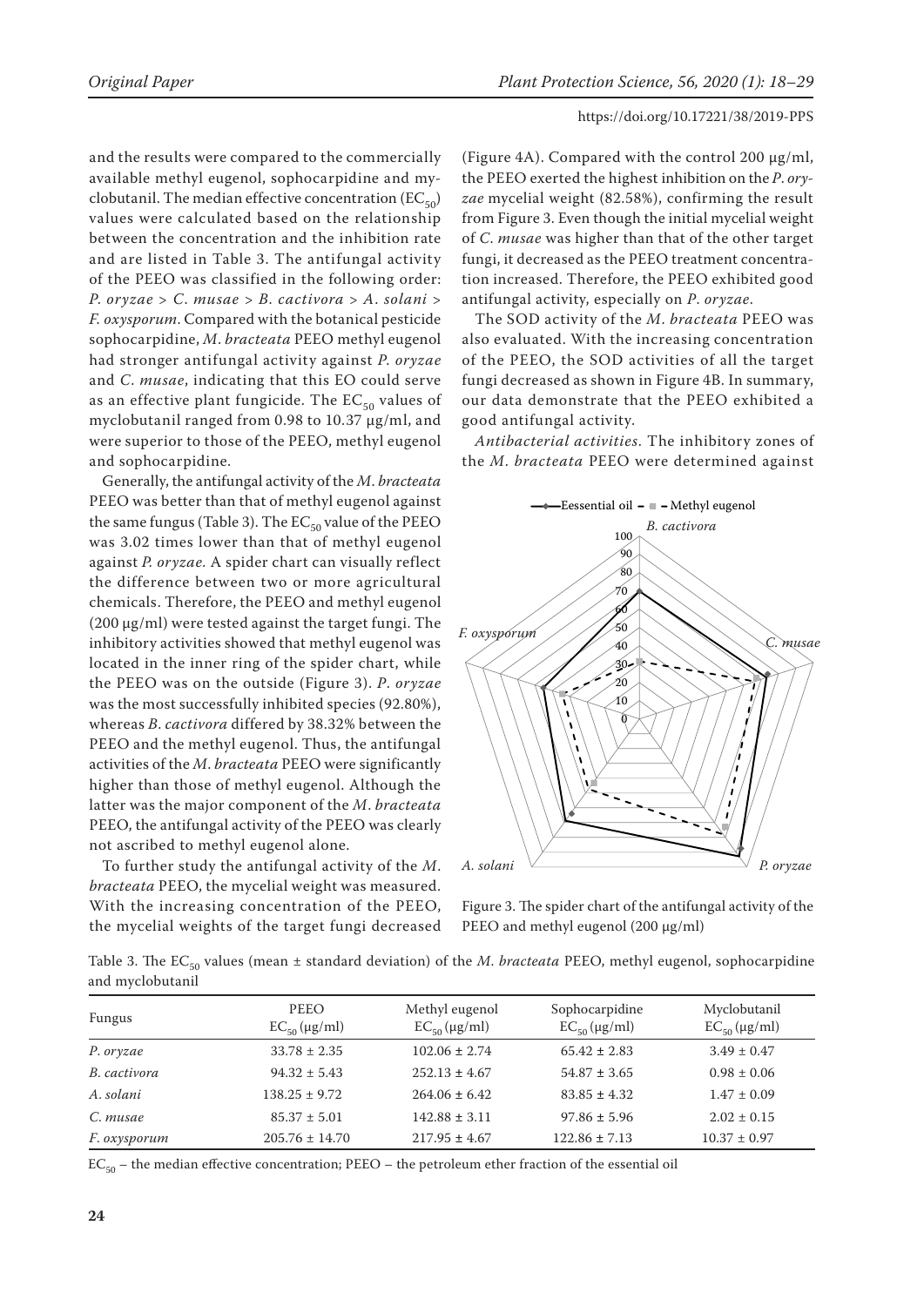and the results were compared to the commercially available methyl eugenol, sophocarpidine and myclobutanil. The median effective concentration ($EC_{50}$) values were calculated based on the relationship between the concentration and the inhibition rate and are listed in Table 3. The antifungal activity of the PEEO was classified in the following order: *P. oryzae* > *C. musae* > *B. cactivora* > *A. solani* > *F. oxysporum*. Compared with the botanical pesticide sophocarpidine, *M. bracteata* PEEO methyl eugenol had stronger antifungal activity against *P. oryzae* and *C. musae*, indicating that this EO could serve as an effective plant fungicide. The $EC_{50}$ values of myclobutanil ranged from 0.98 to 10.37 μg/ml, and were superior to those of the PEEO, methyl eugenol and sophocarpidine.

Generally, the antifungal activity of the *M. bracteata* PEEO was better than that of methyl eugenol against the same fungus (Table 3). The $EC_{50}$ value of the PEEO was 3.02 times lower than that of methyl eugenol against *P. oryzae*. A spider chart can visually reflect the difference between two or more agricultural chemicals. Therefore, the PEEO and methyl eugenol (200 μg/ml) were tested against the target fungi. The inhibitory activities showed that methyl eugenol was located in the inner ring of the spider chart, while the PEEO was on the outside (Figure 3). *P. oryzae* was the most successfully inhibited species (92.80%), whereas *B. cactivora* differed by 38.32% between the PEEO and the methyl eugenol. Thus, the antifungal activities of the *M. bracteata* PEEO were significantly higher than those of methyl eugenol. Although the latter was the major component of the *M. bracteata* PEEO, the antifungal activity of the PEEO was clearly not ascribed to methyl eugenol alone.

To further study the antifungal activity of the *M. bracteata* PEEO, the mycelial weight was measured. With the increasing concentration of the PEEO, the mycelial weights of the target fungi decreased (Figure 4A). Compared with the control 200 μg/ml, the PEEO exerted the highest inhibition on the *P. oryzae* mycelial weight (82.58%), confirming the result from Figure 3. Even though the initial mycelial weight of *C. musae* was higher than that of the other target fungi, it decreased as the PEEO treatment concentration increased. Therefore, the PEEO exhibited good antifungal activity, especially on *P. oryzae*.

The SOD activity of the *M. bracteata* PEEO was also evaluated. With the increasing concentration of the PEEO, the SOD activities of all the target fungi decreased as shown in Figure 4B. In summary, our data demonstrate that the PEEO exhibited a good antifungal activity.

*Antibacterial activities*. The inhibitory zones of the *M. bracteata* PEEO were determined against

Eessential oil
Methyl eugenol
*B. cactivora*
*C. musae*
*P. oryzae*
*A. solani*
*F. oxysporum*
100
90
80
70
60
50
40
30
20
10
0

Figure 3. The spider chart of the antifungal activity of the PEEO and methyl eugenol (200 μg/ml)

Table 3. The $EC_{50}$ values (mean ± standard deviation) of the *M. bracteata* PEEO, methyl eugenol, sophocarpidine and myclobutanil

| Fungus | PEEO $EC_{50}$ (μg/ml) | Methyl eugenol $EC_{50}$ (μg/ml) | Sophocarpidine $EC_{50}$ (μg/ml) | Myclobutanil $EC_{50}$ (μg/ml) |
|---|---|---|---|---|
| *P. oryzae* | 33.78 ± 2.35 | 102.06 ± 2.74 | 65.42 ± 2.83 | 3.49 ± 0.47 |
| *B. cactivora* | 94.32 ± 5.43 | 252.13 ± 4.67 | 54.87 ± 3.65 | 0.98 ± 0.06 |
| *A. solani* | 138.25 ± 9.72 | 264.06 ± 6.42 | 83.85 ± 4.32 | 1.47 ± 0.09 |
| *C. musae* | 85.37 ± 5.01 | 142.88 ± 3.11 | 97.86 ± 5.96 | 2.02 ± 0.15 |
| *F. oxysporum* | 205.76 ± 14.70 | 217.95 ± 4.67 | 122.86 ± 7.13 | 10.37 ± 0.97 |

$EC_{50}$ – the median effective concentration; PEEO – the petroleum ether fraction of the essential oil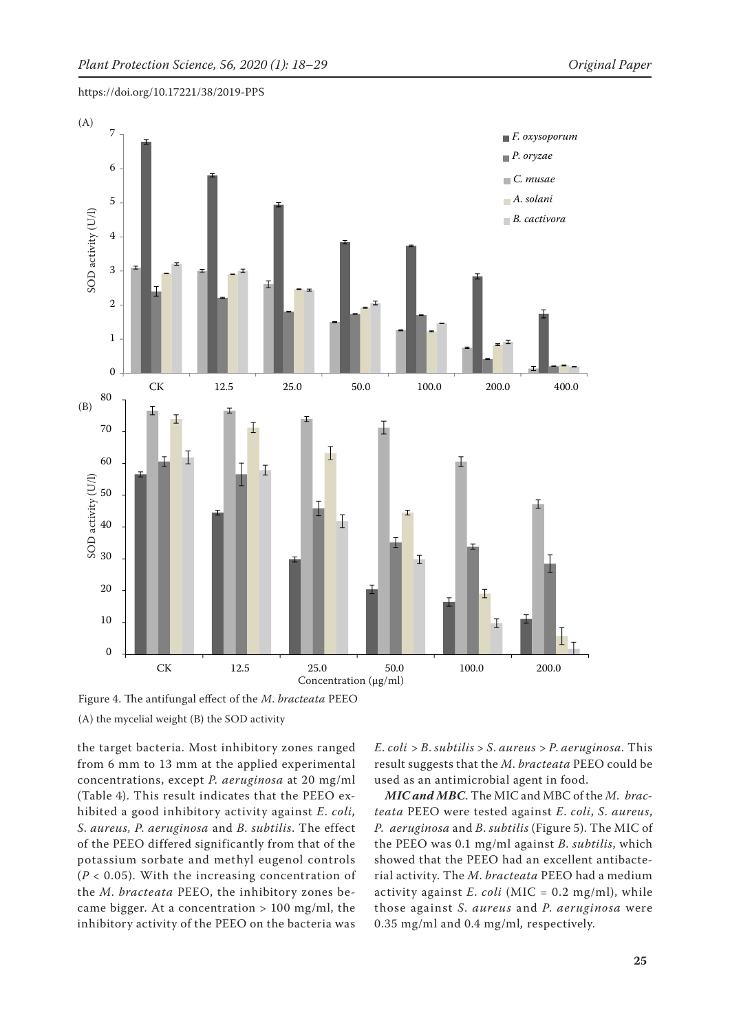(A)

SOD activity (U/l)

7
6
5
4
3
2
1
0

CK 12.5 25.0 50.0 100.0 200.0 400.0

*F. oxysoporum*
*P. oryzae*
*C. musae*
*A. solani*
*B. cactivora*

(B)

SOD activity (U/l)

80
70
60
50
40
30
20
10
0

CK 12.5 25.0 50.0 100.0 200.0

Concentration (μg/ml)

Figure 4. The antifungal effect of the *M. bracteata* PEEO

(A) the mycelial weight (B) the SOD activity

the target bacteria. Most inhibitory zones ranged from 6 mm to 13 mm at the applied experimental concentrations, except *P. aeruginosa* at 20 mg/ml (Table 4). This result indicates that the PEEO exhibited a good inhibitory activity against *E. coli, S. aureus, P. aeruginosa* and *B. subtilis*. The effect of the PEEO differed significantly from that of the potassium sorbate and methyl eugenol controls ($P < 0.05$). With the increasing concentration of the *M. bracteata* PEEO, the inhibitory zones became bigger. At a concentration > 100 mg/ml, the inhibitory activity of the PEEO on the bacteria was *E. coli* > *B. subtilis* > *S. aureus* > *P. aeruginosa*. This result suggests that the *M. bracteata* PEEO could be used as an antimicrobial agent in food.

***MIC and MBC***. The MIC and MBC of the *M. bracteata* PEEO were tested against *E. coli*, *S. aureus*, *P. aeruginosa* and *B. subtilis* (Figure 5). The MIC of the PEEO was 0.1 mg/ml against *B. subtilis*, which showed that the PEEO had an excellent antibacterial activity. The *M. bracteata* PEEO had a medium activity against *E. coli* (MIC = 0.2 mg/ml), while those against *S. aureus* and *P. aeruginosa* were 0.35 mg/ml and 0.4 mg/ml, respectively.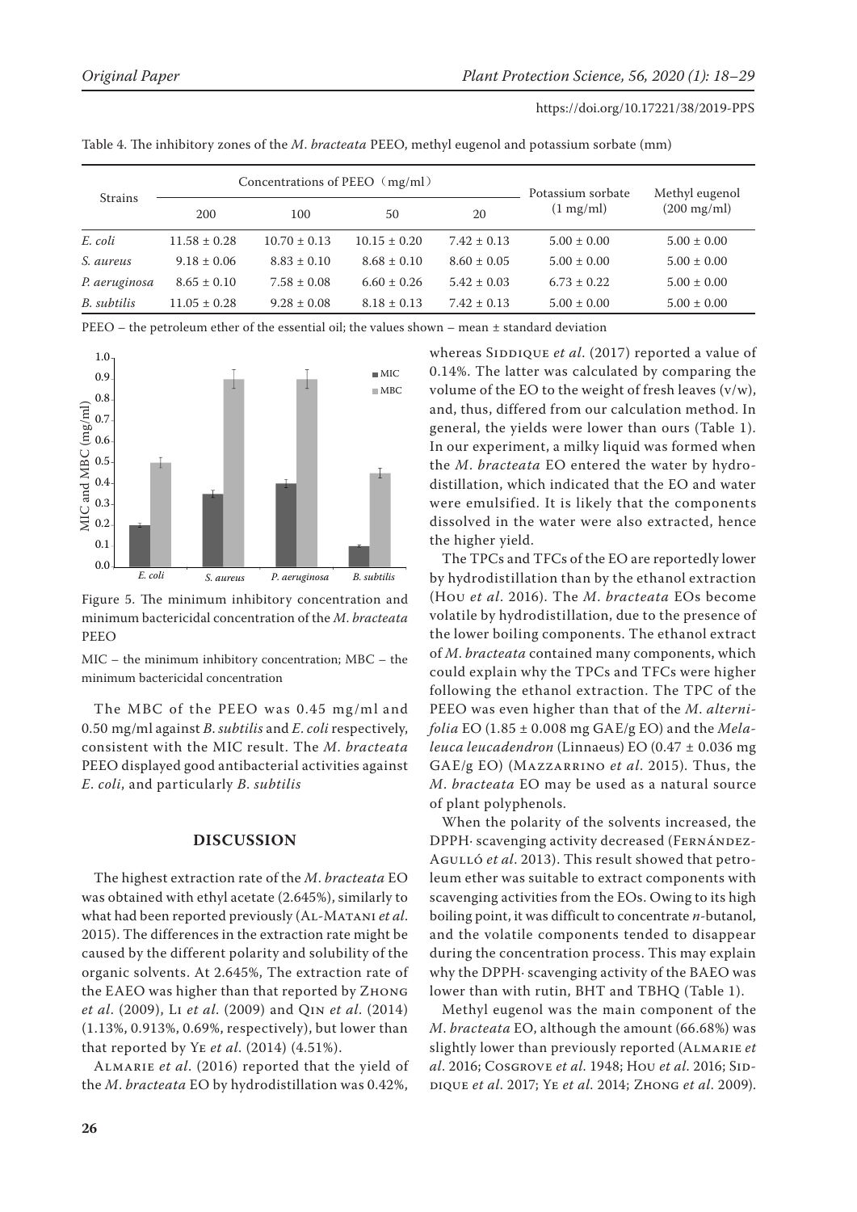Table 4. The inhibitory zones of the *M. bracteata* PEEO, methyl eugenol and potassium sorbate (mm)

| Strains | Concentrations of PEEO（mg/ml） | | | | Potassium sorbate (1 mg/ml) | Methyl eugenol (200 mg/ml) |
|---|---|---|---|---|---|---|
| | 200 | 100 | 50 | 20 | | |
| *E. coli* | 11.58 ± 0.28 | 10.70 ± 0.13 | 10.15 ± 0.20 | 7.42 ± 0.13 | 5.00 ± 0.00 | 5.00 ± 0.00 |
| *S. aureus* | 9.18 ± 0.06 | 8.83 ± 0.10 | 8.68 ± 0.10 | 8.60 ± 0.05 | 5.00 ± 0.00 | 5.00 ± 0.00 |
| *P. aeruginosa* | 8.65 ± 0.10 | 7.58 ± 0.08 | 6.60 ± 0.26 | 5.42 ± 0.03 | 6.73 ± 0.22 | 5.00 ± 0.00 |
| *B. subtilis* | 11.05 ± 0.28 | 9.28 ± 0.08 | 8.18 ± 0.13 | 7.42 ± 0.13 | 5.00 ± 0.00 | 5.00 ± 0.00 |

PEEO – the petroleum ether of the essential oil; the values shown – mean ± standard deviation

MIC and MBC (mg/ml)
1.0
0.9
0.8
0.7
0.6
0.5
0.4
0.3
0.2
0.1
0.0
MIC
MBC
*E. coli* *S. aureus* *P. aeruginosa* *B. subtilis*

Figure 5. The minimum inhibitory concentration and minimum bactericidal concentration of the *M. bracteata* PEEO

MIC – the minimum inhibitory concentration; MBC – the minimum bactericidal concentration

The MBC of the PEEO was 0.45 mg/ml and 0.50 mg/ml against *B. subtilis* and *E. coli* respectively, consistent with the MIC result. The *M. bracteata* PEEO displayed good antibacterial activities against *E. coli*, and particularly *B. subtilis*

## DISCUSSION

The highest extraction rate of the *M. bracteata* EO was obtained with ethyl acetate (2.645%), similarly to what had been reported previously (Al-Matani *et al.* 2015). The differences in the extraction rate might be caused by the different polarity and solubility of the organic solvents. At 2.645%, The extraction rate of the EAEO was higher than that reported by Zhong *et al.* (2009), Li *et al.* (2009) and Qin *et al.* (2014) (1.13%, 0.913%, 0.69%, respectively), but lower than that reported by Ye *et al.* (2014) (4.51%).

Almarie *et al.* (2016) reported that the yield of the *M. bracteata* EO by hydrodistillation was 0.42%, whereas Siddique *et al.* (2017) reported a value of 0.14%. The latter was calculated by comparing the volume of the EO to the weight of fresh leaves (v/w), and, thus, differed from our calculation method. In general, the yields were lower than ours (Table 1). In our experiment, a milky liquid was formed when the *M. bracteata* EO entered the water by hydrodistillation, which indicated that the EO and water were emulsified. It is likely that the components dissolved in the water were also extracted, hence the higher yield.

The TPCs and TFCs of the EO are reportedly lower by hydrodistillation than by the ethanol extraction (Hou *et al.* 2016). The *M. bracteata* EOs become volatile by hydrodistillation, due to the presence of the lower boiling components. The ethanol extract of *M. bracteata* contained many components, which could explain why the TPCs and TFCs were higher following the ethanol extraction. The TPC of the PEEO was even higher than that of the *M. alternifolia* EO (1.85 ± 0.008 mg GAE/g EO) and the *Melaleuca leucadendron* (Linnaeus) EO (0.47 ± 0.036 mg GAE/g EO) (Mazzarrino *et al.* 2015). Thus, the *M. bracteata* EO may be used as a natural source of plant polyphenols.

When the polarity of the solvents increased, the DPPH· scavenging activity decreased (Fernández-Agulló *et al.* 2013). This result showed that petroleum ether was suitable to extract components with scavenging activities from the EOs. Owing to its high boiling point, it was difficult to concentrate *n*-butanol, and the volatile components tended to disappear during the concentration process. This may explain why the DPPH· scavenging activity of the BAEO was lower than with rutin, BHT and TBHQ (Table 1).

Methyl eugenol was the main component of the *M. bracteata* EO, although the amount (66.68%) was slightly lower than previously reported (Almarie *et al.* 2016; Cosgrove *et al.* 1948; Hou *et al.* 2016; Siddique *et al.* 2017; Ye *et al.* 2014; Zhong *et al.* 2009).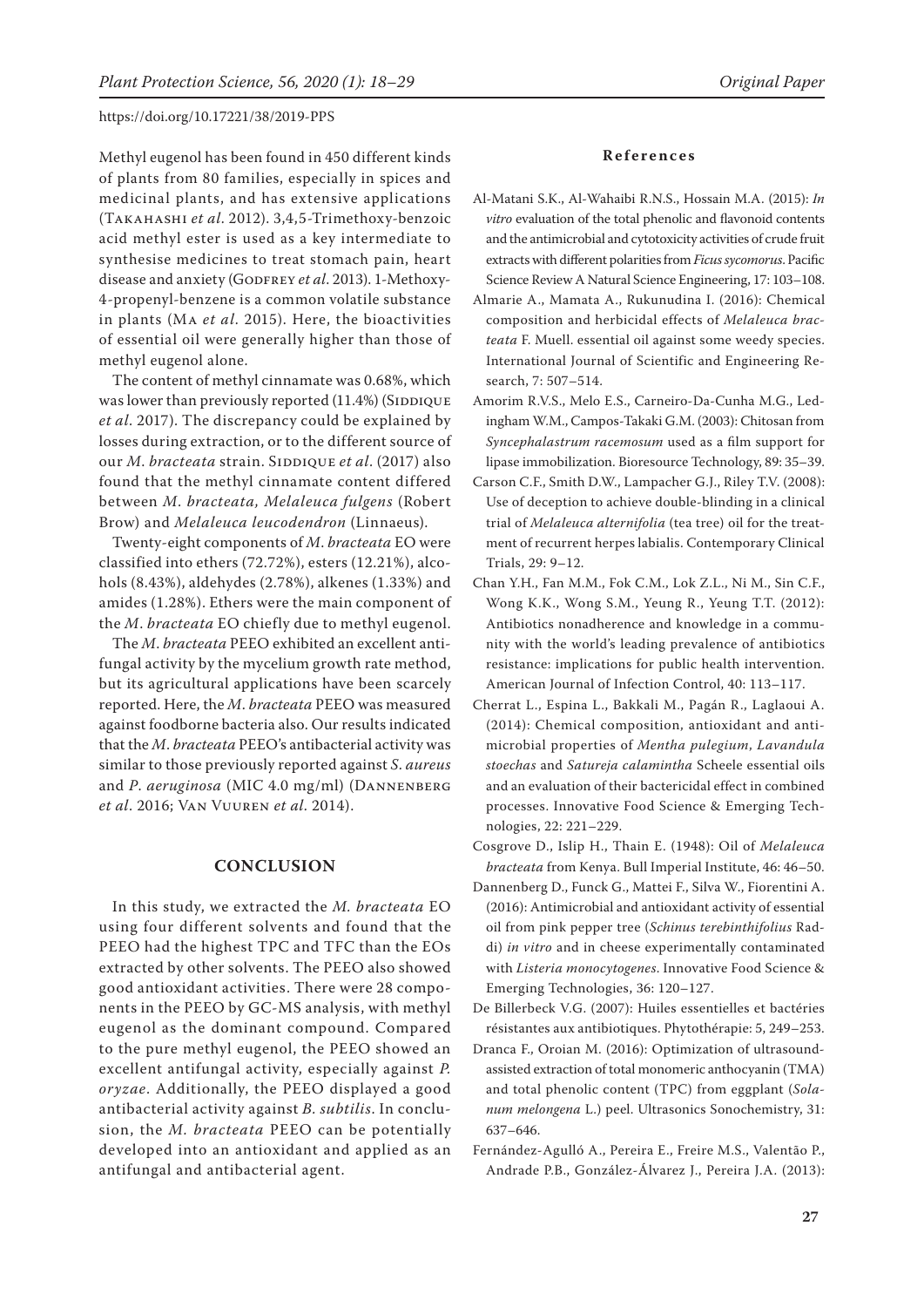Methyl eugenol has been found in 450 different kinds of plants from 80 families, especially in spices and medicinal plants, and has extensive applications (Takahashi *et al*. 2012). 3,4,5-Trimethoxy-benzoic acid methyl ester is used as a key intermediate to synthesise medicines to treat stomach pain, heart disease and anxiety (Godfrey *et al*. 2013). 1-Methoxy-4-propenyl-benzene is a common volatile substance in plants (Ma *et al*. 2015). Here, the bioactivities of essential oil were generally higher than those of methyl eugenol alone.

The content of methyl cinnamate was 0.68%, which was lower than previously reported (11.4%) (Siddique *et al*. 2017). The discrepancy could be explained by losses during extraction, or to the different source of our *M. bracteata* strain. Siddique *et al*. (2017) also found that the methyl cinnamate content differed between *M. bracteata, Melaleuca fulgens* (Robert Brow) and *Melaleuca leucodendron* (Linnaeus).

Twenty-eight components of *M. bracteata* EO were classified into ethers (72.72%), esters (12.21%), alcohols (8.43%), aldehydes (2.78%), alkenes (1.33%) and amides (1.28%). Ethers were the main component of the *M. bracteata* EO chiefly due to methyl eugenol.

The *M. bracteata* PEEO exhibited an excellent antifungal activity by the mycelium growth rate method, but its agricultural applications have been scarcely reported. Here, the *M. bracteata* PEEO was measured against foodborne bacteria also. Our results indicated that the *M. bracteata* PEEO's antibacterial activity was similar to those previously reported against *S. aureus* and *P. aeruginosa* (MIC 4.0 mg/ml) (Dannenberg *et al*. 2016; Van Vuuren *et al*. 2014).

## CONCLUSION

In this study, we extracted the *M. bracteata* EO using four different solvents and found that the PEEO had the highest TPC and TFC than the EOs extracted by other solvents. The PEEO also showed good antioxidant activities. There were 28 components in the PEEO by GC-MS analysis, with methyl eugenol as the dominant compound. Compared to the pure methyl eugenol, the PEEO showed an excellent antifungal activity, especially against *P. oryzae*. Additionally, the PEEO displayed a good antibacterial activity against *B. subtilis*. In conclusion, the *M. bracteata* PEEO can be potentially developed into an antioxidant and applied as an antifungal and antibacterial agent.

## References

Al-Matani S.K., Al-Wahaibi R.N.S., Hossain M.A. (2015): *In vitro* evaluation of the total phenolic and flavonoid contents and the antimicrobial and cytotoxicity activities of crude fruit extracts with different polarities from *Ficus sycomorus*. Pacific Science Review A Natural Science Engineering, 17: 103–108.

Almarie A., Mamata A., Rukunudina I. (2016): Chemical composition and herbicidal effects of *Melaleuca bracteata* F. Muell. essential oil against some weedy species. International Journal of Scientific and Engineering Research, 7: 507–514.

Amorim R.V.S., Melo E.S., Carneiro-Da-Cunha M.G., Ledingham W.M., Campos-Takaki G.M. (2003): Chitosan from *Syncephalastrum racemosum* used as a film support for lipase immobilization. Bioresource Technology, 89: 35–39.

Carson C.F., Smith D.W., Lampacher G.J., Riley T.V. (2008): Use of deception to achieve double-blinding in a clinical trial of *Melaleuca alternifolia* (tea tree) oil for the treatment of recurrent herpes labialis. Contemporary Clinical Trials, 29: 9–12.

Chan Y.H., Fan M.M., Fok C.M., Lok Z.L., Ni M., Sin C.F., Wong K.K., Wong S.M., Yeung R., Yeung T.T. (2012): Antibiotics nonadherence and knowledge in a community with the world's leading prevalence of antibiotics resistance: implications for public health intervention. American Journal of Infection Control, 40: 113–117.

Cherrat L., Espina L., Bakkali M., Pagán R., Laglaoui A. (2014): Chemical composition, antioxidant and antimicrobial properties of *Mentha pulegium*, *Lavandula stoechas* and *Satureja calamintha* Scheele essential oils and an evaluation of their bactericidal effect in combined processes. Innovative Food Science & Emerging Technologies, 22: 221–229.

Cosgrove D., Islip H., Thain E. (1948): Oil of *Melaleuca bracteata* from Kenya. Bull Imperial Institute, 46: 46–50.

Dannenberg D., Funck G., Mattei F., Silva W., Fiorentini A. (2016): Antimicrobial and antioxidant activity of essential oil from pink pepper tree (*Schinus terebinthifolius* Raddi) *in vitro* and in cheese experimentally contaminated with *Listeria monocytogenes*. Innovative Food Science & Emerging Technologies, 36: 120–127.

De Billerbeck V.G. (2007): Huiles essentielles et bactéries résistantes aux antibiotiques. Phytothérapie: 5, 249–253.

Dranca F., Oroian M. (2016): Optimization of ultrasound-assisted extraction of total monomeric anthocyanin (TMA) and total phenolic content (TPC) from eggplant (*Solanum melongena* L.) peel. Ultrasonics Sonochemistry, 31: 637–646.

Fernández-Agulló A., Pereira E., Freire M.S., Valentão P., Andrade P.B., González-Álvarez J., Pereira J.A. (2013):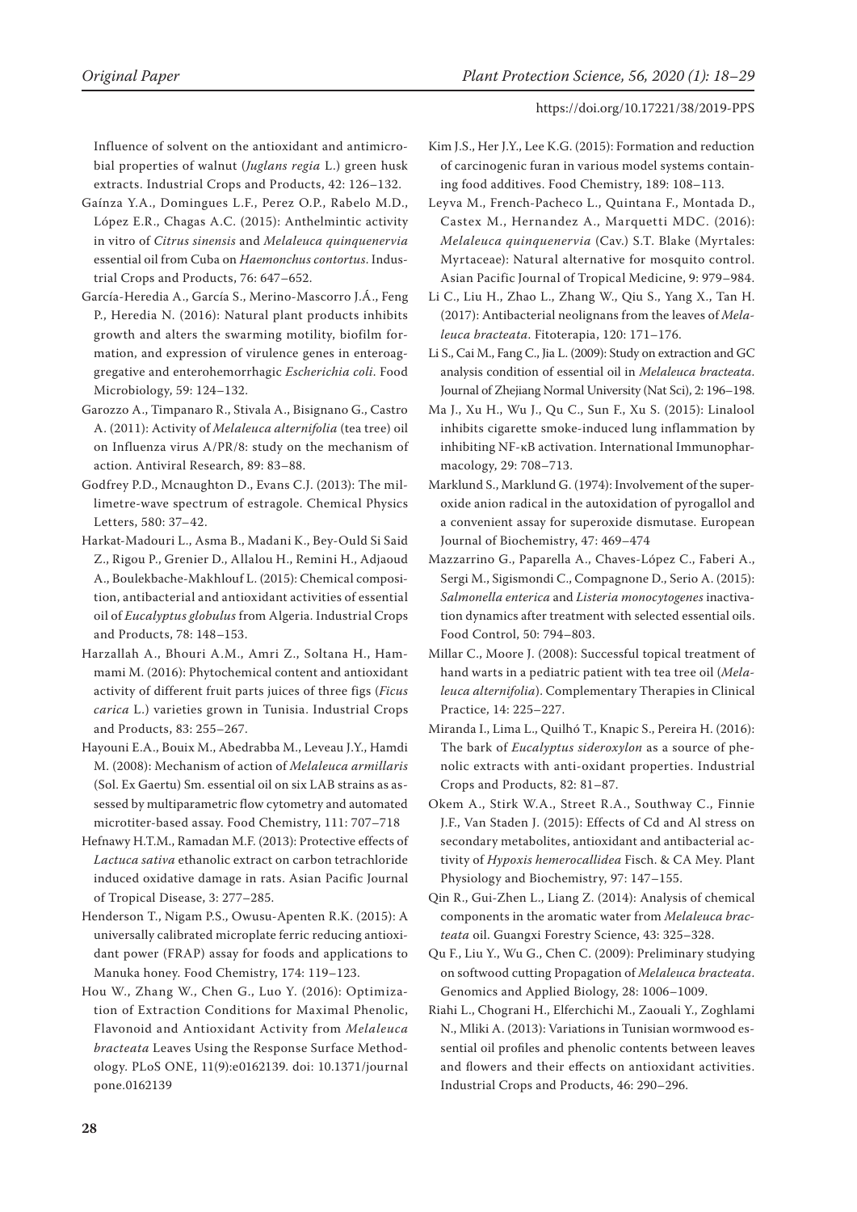Influence of solvent on the antioxidant and antimicrobial properties of walnut (*Juglans regia* L.) green husk extracts. Industrial Crops and Products, 42: 126–132.

Gaínza Y.A., Domingues L.F., Perez O.P., Rabelo M.D., López E.R., Chagas A.C. (2015): Anthelmintic activity in vitro of *Citrus sinensis* and *Melaleuca quinquenervia* essential oil from Cuba on *Haemonchus contortus*. Industrial Crops and Products, 76: 647–652.

García-Heredia A., García S., Merino-Mascorro J.Á., Feng P., Heredia N. (2016): Natural plant products inhibits growth and alters the swarming motility, biofilm formation, and expression of virulence genes in enteroaggregative and enterohemorrhagic *Escherichia coli*. Food Microbiology, 59: 124–132.

Garozzo A., Timpanaro R., Stivala A., Bisignano G., Castro A. (2011): Activity of *Melaleuca alternifolia* (tea tree) oil on Influenza virus A/PR/8: study on the mechanism of action. Antiviral Research, 89: 83–88.

Godfrey P.D., Mcnaughton D., Evans C.J. (2013): The millimetre-wave spectrum of estragole. Chemical Physics Letters, 580: 37–42.

Harkat-Madouri L., Asma B., Madani K., Bey-Ould Si Said Z., Rigou P., Grenier D., Allalou H., Remini H., Adjaoud A., Boulekbache-Makhlouf L. (2015): Chemical composition, antibacterial and antioxidant activities of essential oil of *Eucalyptus globulus* from Algeria. Industrial Crops and Products, 78: 148–153.

Harzallah A., Bhouri A.M., Amri Z., Soltana H., Hammami M. (2016): Phytochemical content and antioxidant activity of different fruit parts juices of three figs (*Ficus carica* L.) varieties grown in Tunisia. Industrial Crops and Products, 83: 255–267.

Hayouni E.A., Bouix M., Abedrabba M., Leveau J.Y., Hamdi M. (2008): Mechanism of action of *Melaleuca armillaris* (Sol. Ex Gaertu) Sm. essential oil on six LAB strains as assessed by multiparametric flow cytometry and automated microtiter-based assay. Food Chemistry, 111: 707–718

Hefnawy H.T.M., Ramadan M.F. (2013): Protective effects of *Lactuca sativa* ethanolic extract on carbon tetrachloride induced oxidative damage in rats. Asian Pacific Journal of Tropical Disease, 3: 277–285.

Henderson T., Nigam P.S., Owusu-Apenten R.K. (2015): A universally calibrated microplate ferric reducing antioxidant power (FRAP) assay for foods and applications to Manuka honey. Food Chemistry, 174: 119–123.

Hou W., Zhang W., Chen G., Luo Y. (2016): Optimization of Extraction Conditions for Maximal Phenolic, Flavonoid and Antioxidant Activity from *Melaleuca bracteata* Leaves Using the Response Surface Methodology. PLoS ONE, 11(9):e0162139. doi: 10.1371/journal pone.0162139

Kim J.S., Her J.Y., Lee K.G. (2015): Formation and reduction of carcinogenic furan in various model systems containing food additives. Food Chemistry, 189: 108–113.

Leyva M., French-Pacheco L., Quintana F., Montada D., Castex M., Hernandez A., Marquetti MDC. (2016): *Melaleuca quinquenervia* (Cav.) S.T. Blake (Myrtales: Myrtaceae): Natural alternative for mosquito control. Asian Pacific Journal of Tropical Medicine, 9: 979–984.

Li C., Liu H., Zhao L., Zhang W., Qiu S., Yang X., Tan H. (2017): Antibacterial neolignans from the leaves of *Melaleuca bracteata*. Fitoterapia, 120: 171–176.

Li S., Cai M., Fang C., Jia L. (2009): Study on extraction and GC analysis condition of essential oil in *Melaleuca bracteata*. Journal of Zhejiang Normal University (Nat Sci), 2: 196–198.

Ma J., Xu H., Wu J., Qu C., Sun F., Xu S. (2015): Linalool inhibits cigarette smoke-induced lung inflammation by inhibiting NF-κB activation. International Immunopharmacology, 29: 708–713.

Marklund S., Marklund G. (1974): Involvement of the superoxide anion radical in the autoxidation of pyrogallol and a convenient assay for superoxide dismutase. European Journal of Biochemistry, 47: 469–474

Mazzarrino G., Paparella A., Chaves-López C., Faberi A., Sergi M., Sigismondi C., Compagnone D., Serio A. (2015): *Salmonella enterica* and *Listeria monocytogenes* inactivation dynamics after treatment with selected essential oils. Food Control, 50: 794–803.

Millar C., Moore J. (2008): Successful topical treatment of hand warts in a pediatric patient with tea tree oil (*Melaleuca alternifolia*). Complementary Therapies in Clinical Practice, 14: 225–227.

Miranda I., Lima L., Quilhó T., Knapic S., Pereira H. (2016): The bark of *Eucalyptus sideroxylon* as a source of phenolic extracts with anti-oxidant properties. Industrial Crops and Products, 82: 81–87.

Okem A., Stirk W.A., Street R.A., Southway C., Finnie J.F., Van Staden J. (2015): Effects of Cd and Al stress on secondary metabolites, antioxidant and antibacterial activity of *Hypoxis hemerocallidea* Fisch. & CA Mey. Plant Physiology and Biochemistry, 97: 147–155.

Qin R., Gui-Zhen L., Liang Z. (2014): Analysis of chemical components in the aromatic water from *Melaleuca bracteata* oil. Guangxi Forestry Science, 43: 325–328.

Qu F., Liu Y., Wu G., Chen C. (2009): Preliminary studying on softwood cutting Propagation of *Melaleuca bracteata*. Genomics and Applied Biology, 28: 1006–1009.

Riahi L., Chograni H., Elferchichi M., Zaouali Y., Zoghlami N., Mliki A. (2013): Variations in Tunisian wormwood essential oil profiles and phenolic contents between leaves and flowers and their effects on antioxidant activities. Industrial Crops and Products, 46: 290–296.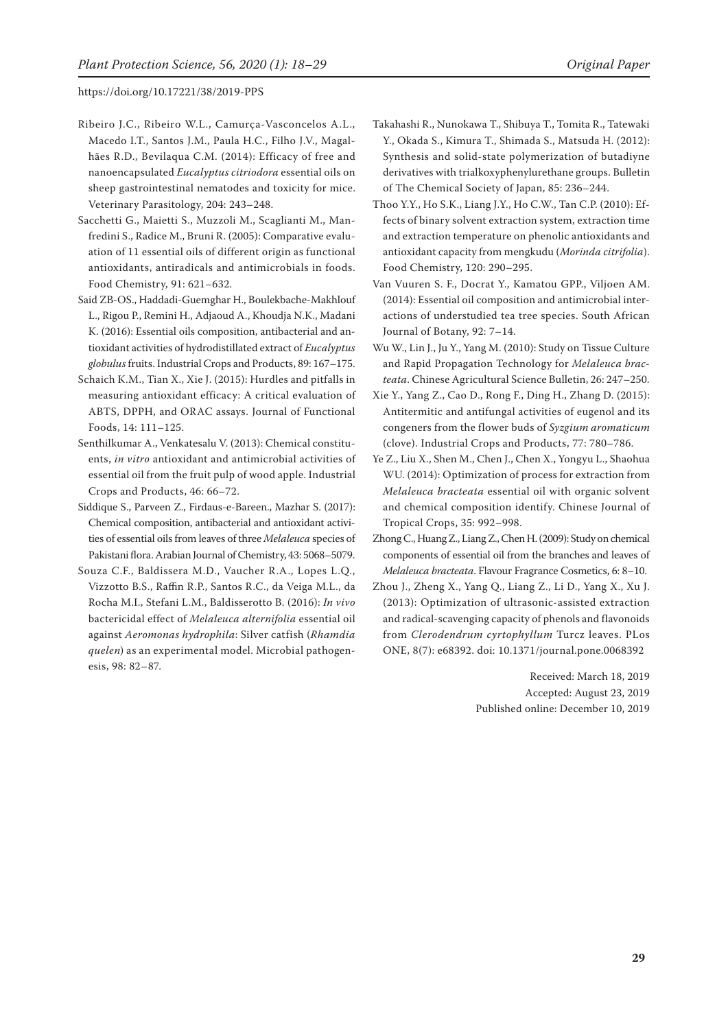Ribeiro J.C., Ribeiro W.L., Camurça-Vasconcelos A.L., Macedo I.T., Santos J.M., Paula H.C., Filho J.V., Magalhães R.D., Bevilaqua C.M. (2014): Efficacy of free and nanoencapsulated *Eucalyptus citriodora* essential oils on sheep gastrointestinal nematodes and toxicity for mice. Veterinary Parasitology, 204: 243–248.

Sacchetti G., Maietti S., Muzzoli M., Scaglianti M., Manfredini S., Radice M., Bruni R. (2005): Comparative evaluation of 11 essential oils of different origin as functional antioxidants, antiradicals and antimicrobials in foods. Food Chemistry, 91: 621–632.

Said ZB-OS., Haddadi-Guemghar H., Boulekbache-Makhlouf L., Rigou P., Remini H., Adjaoud A., Khoudja N.K., Madani K. (2016): Essential oils composition, antibacterial and antioxidant activities of hydrodistillated extract of *Eucalyptus globulus* fruits. Industrial Crops and Products, 89: 167–175.

Schaich K.M., Tian X., Xie J. (2015): Hurdles and pitfalls in measuring antioxidant efficacy: A critical evaluation of ABTS, DPPH, and ORAC assays. Journal of Functional Foods, 14: 111–125.

Senthilkumar A., Venkatesalu V. (2013): Chemical constituents, *in vitro* antioxidant and antimicrobial activities of essential oil from the fruit pulp of wood apple. Industrial Crops and Products, 46: 66–72.

Siddique S., Parveen Z., Firdaus-e-Bareen., Mazhar S. (2017): Chemical composition, antibacterial and antioxidant activities of essential oils from leaves of three *Melaleuca* species of Pakistani flora. Arabian Journal of Chemistry, 43: 5068–5079.

Souza C.F., Baldissera M.D., Vaucher R.A., Lopes L.Q., Vizzotto B.S., Raffin R.P., Santos R.C., da Veiga M.L., da Rocha M.I., Stefani L.M., Baldisserotto B. (2016): *In vivo* bactericidal effect of *Melaleuca alternifolia* essential oil against *Aeromonas hydrophila*: Silver catfish (*Rhamdia quelen*) as an experimental model. Microbial pathogenesis, 98: 82–87.

Takahashi R., Nunokawa T., Shibuya T., Tomita R., Tatewaki Y., Okada S., Kimura T., Shimada S., Matsuda H. (2012): Synthesis and solid-state polymerization of butadiyne derivatives with trialkoxyphenylurethane groups. Bulletin of The Chemical Society of Japan, 85: 236–244.

Thoo Y.Y., Ho S.K., Liang J.Y., Ho C.W., Tan C.P. (2010): Effects of binary solvent extraction system, extraction time and extraction temperature on phenolic antioxidants and antioxidant capacity from mengkudu (*Morinda citrifolia*). Food Chemistry, 120: 290–295.

Van Vuuren S. F., Docrat Y., Kamatou GPP., Viljoen AM. (2014): Essential oil composition and antimicrobial interactions of understudied tea tree species. South African Journal of Botany, 92: 7–14.

Wu W., Lin J., Ju Y., Yang M. (2010): Study on Tissue Culture and Rapid Propagation Technology for *Melaleuca bracteata*. Chinese Agricultural Science Bulletin, 26: 247–250.

Xie Y., Yang Z., Cao D., Rong F., Ding H., Zhang D. (2015): Antitermitic and antifungal activities of eugenol and its congeners from the flower buds of *Syzgium aromaticum* (clove). Industrial Crops and Products, 77: 780–786.

Ye Z., Liu X., Shen M., Chen J., Chen X., Yongyu L., Shaohua WU. (2014): Optimization of process for extraction from *Melaleuca bracteata* essential oil with organic solvent and chemical composition identify. Chinese Journal of Tropical Crops, 35: 992–998.

Zhong C., Huang Z., Liang Z., Chen H. (2009): Study on chemical components of essential oil from the branches and leaves of *Melaleuca bracteata*. Flavour Fragrance Cosmetics, 6: 8–10.

Zhou J., Zheng X., Yang Q., Liang Z., Li D., Yang X., Xu J. (2013): Optimization of ultrasonic-assisted extraction and radical-scavenging capacity of phenols and flavonoids from *Clerodendrum cyrtophyllum* Turcz leaves. PLos ONE, 8(7): e68392. doi: 10.1371/journal.pone.0068392

Received: March 18, 2019
Accepted: August 23, 2019
Published online: December 10, 2019